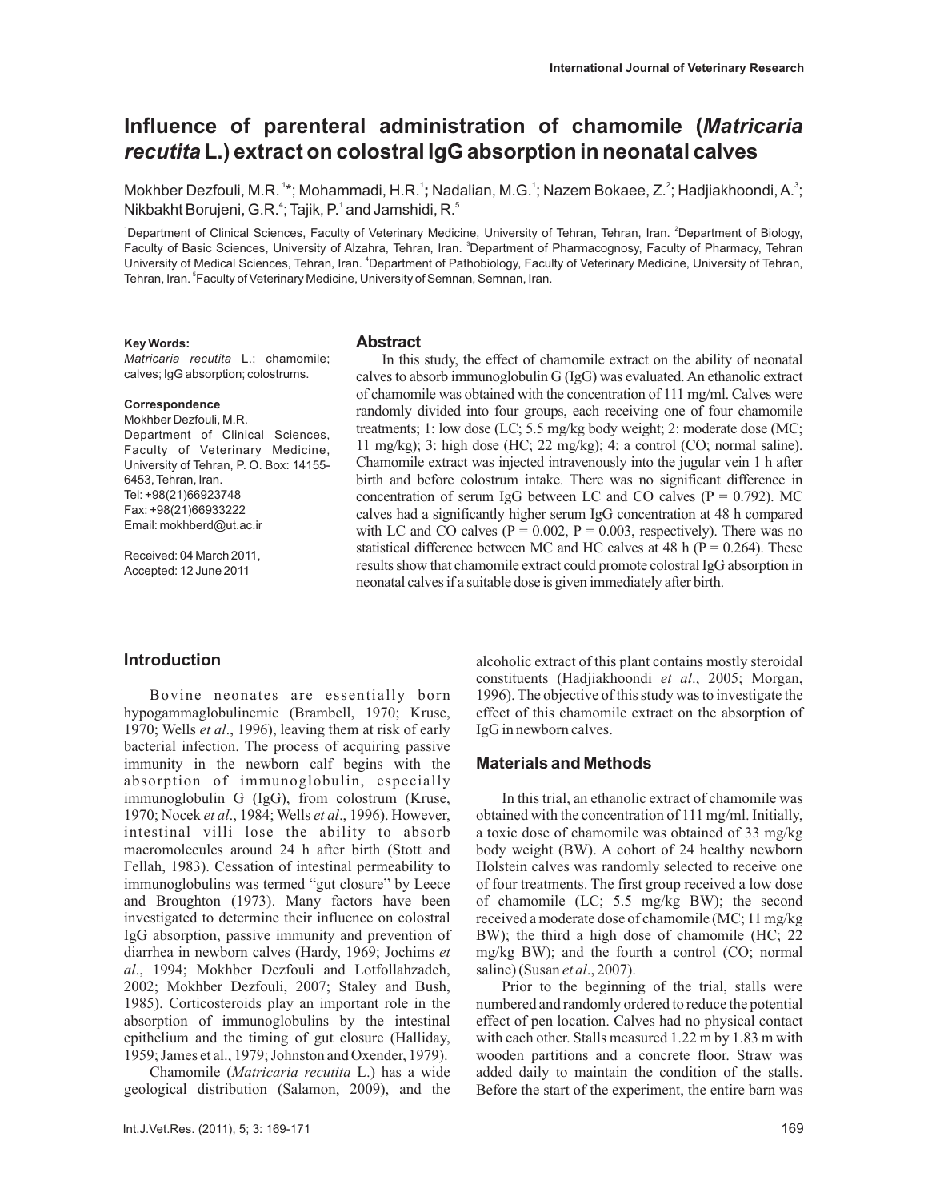# Influence of parenteral administration of chamomile (*Matricaria recutita* L.) extract on colostral IgG absorption in neonatal calves

Mokhber Dezfouli, M.R.[1]*; Mohammadi, H.R.[1]; Nadalian, M.G.[1]; Nazem Bokaee, Z.[2]; Hadjiakhoondi, A.[3]; Nikbakht Borujeni, G.R.[4]; Tajik, P.[1] and Jamshidi, R.[5]

[1]Department of Clinical Sciences, Faculty of Veterinary Medicine, University of Tehran, Tehran, Iran. [2]Department of Biology, Faculty of Basic Sciences, University of Alzahra, Tehran, Iran. [3]Department of Pharmacognosy, Faculty of Pharmacy, Tehran University of Medical Sciences, Tehran, Iran. [4]Department of Pathobiology, Faculty of Veterinary Medicine, University of Tehran, Tehran, Iran. [5]Faculty of Veterinary Medicine, University of Semnan, Semnan, Iran.

**Key Words:**
*Matricaria recutita* L.; chamomile; calves; IgG absorption; colostrums.

**Correspondence**
Mokhber Dezfouli, M.R.
Department of Clinical Sciences, Faculty of Veterinary Medicine, University of Tehran, P. O. Box: 14155-6453, Tehran, Iran.
Tel: +98(21)66923748
Fax: +98(21)66933222
Email: mokhberd@ut.ac.ir

Received: 04 March 2011,
Accepted: 12 June 2011

## Abstract

In this study, the effect of chamomile extract on the ability of neonatal calves to absorb immunoglobulin G (IgG) was evaluated. An ethanolic extract of chamomile was obtained with the concentration of 111 mg/ml. Calves were randomly divided into four groups, each receiving one of four chamomile treatments; 1: low dose (LC; 5.5 mg/kg body weight); 2: moderate dose (MC; 11 mg/kg); 3: high dose (HC; 22 mg/kg); 4: a control (CO; normal saline). Chamomile extract was injected intravenously into the jugular vein 1 h after birth and before colostrum intake. There was no significant difference in concentration of serum IgG between LC and CO calves ($P = 0.792$). MC calves had a significantly higher serum IgG concentration at 48 h compared with LC and CO calves ($P = 0.002$, $P = 0.003$, respectively). There was no statistical difference between MC and HC calves at 48 h ($P = 0.264$). These results show that chamomile extract could promote colostral IgG absorption in neonatal calves if a suitable dose is given immediately after birth.

## Introduction

Bovine neonates are essentially born hypogammaglobulinemic (Brambell, 1970; Kruse, 1970; Wells *et al*., 1996), leaving them at risk of early bacterial infection. The process of acquiring passive immunity in the newborn calf begins with the absorption of immunoglobulin, especially immunoglobulin G (IgG), from colostrum (Kruse, 1970; Nocek *et al*., 1984; Wells *et al*., 1996). However, intestinal villi lose the ability to absorb macromolecules around 24 h after birth (Stott and Fellah, 1983). Cessation of intestinal permeability to immunoglobulins was termed "gut closure" by Leece and Broughton (1973). Many factors have been investigated to determine their influence on colostral IgG absorption, passive immunity and prevention of diarrhea in newborn calves (Hardy, 1969; Jochims *et al*., 1994; Mokhber Dezfouli and Lotfollahzadeh, 2002; Mokhber Dezfouli, 2007; Staley and Bush, 1985). Corticosteroids play an important role in the absorption of immunoglobulins by the intestinal epithelium and the timing of gut closure (Halliday, 1959; James et al., 1979; Johnston and Oxender, 1979).

Chamomile (*Matricaria recutita* L.) has a wide geological distribution (Salamon, 2009), and the alcoholic extract of this plant contains mostly steroidal constituents (Hadjiakhoondi *et al*., 2005; Morgan, 1996). The objective of this study was to investigate the effect of this chamomile extract on the absorption of IgG in newborn calves.

## Materials and Methods

In this trial, an ethanolic extract of chamomile was obtained with the concentration of 111 mg/ml. Initially, a toxic dose of chamomile was obtained of 33 mg/kg body weight (BW). A cohort of 24 healthy newborn Holstein calves was randomly selected to receive one of four treatments. The first group received a low dose of chamomile (LC; 5.5 mg/kg BW); the second received a moderate dose of chamomile (MC; 11 mg/kg BW); the third a high dose of chamomile (HC; 22 mg/kg BW); and the fourth a control (CO; normal saline) (Susan *et al*., 2007).

Prior to the beginning of the trial, stalls were numbered and randomly ordered to reduce the potential effect of pen location. Calves had no physical contact with each other. Stalls measured 1.22 m by 1.83 m with wooden partitions and a concrete floor. Straw was added daily to maintain the condition of the stalls. Before the start of the experiment, the entire barn was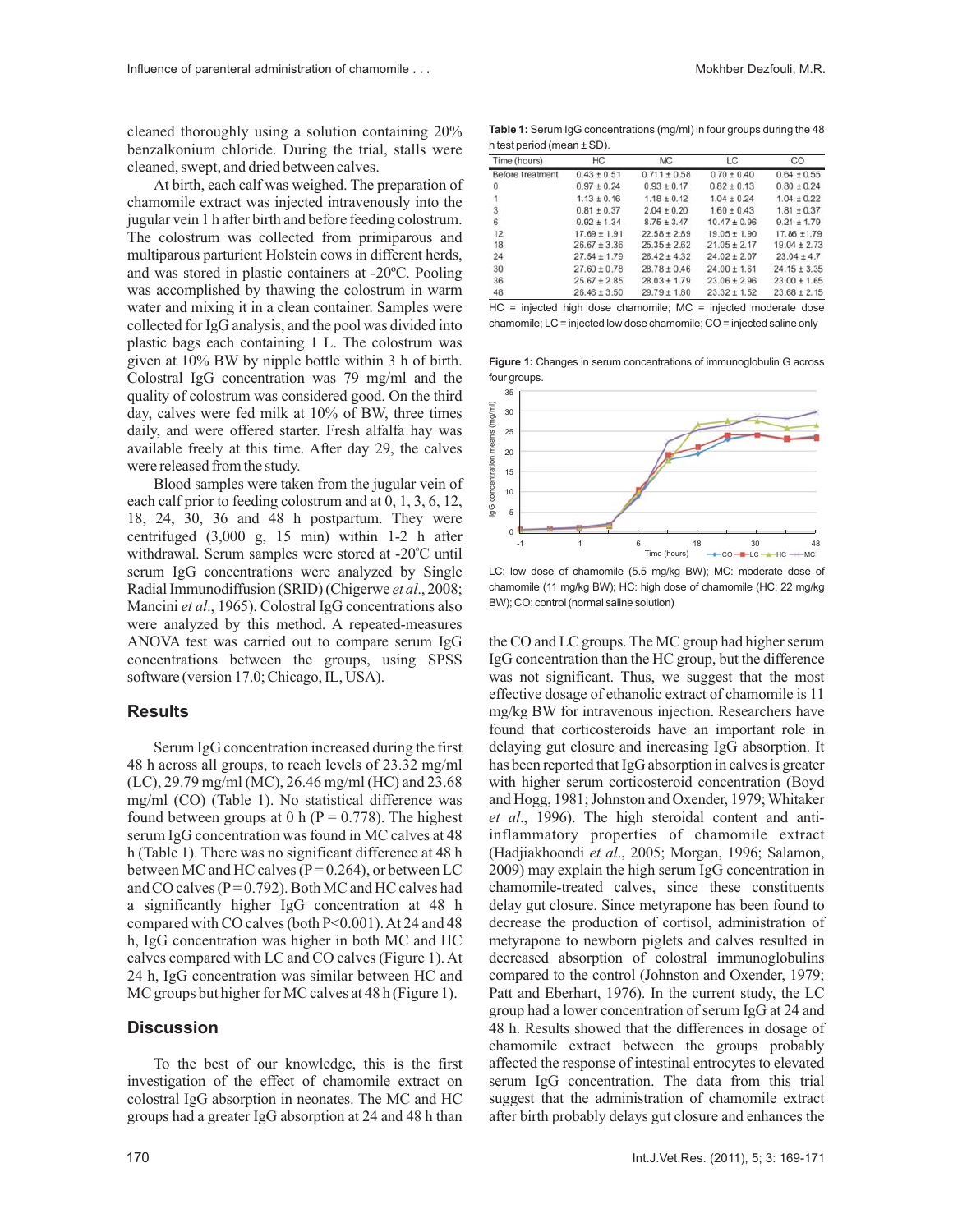cleaned thoroughly using a solution containing 20% benzalkonium chloride. During the trial, stalls were cleaned, swept, and dried between calves.

At birth, each calf was weighed. The preparation of chamomile extract was injected intravenously into the jugular vein 1 h after birth and before feeding colostrum. The colostrum was collected from primiparous and multiparous parturient Holstein cows in different herds, and was stored in plastic containers at -20ºC. Pooling was accomplished by thawing the colostrum in warm water and mixing it in a clean container. Samples were collected for IgG analysis, and the pool was divided into plastic bags each containing 1 L. The colostrum was given at 10% BW by nipple bottle within 3 h of birth. Colostral IgG concentration was 79 mg/ml and the quality of colostrum was considered good. On the third day, calves were fed milk at 10% of BW, three times daily, and were offered starter. Fresh alfalfa hay was available freely at this time. After day 29, the calves were released from the study.

Blood samples were taken from the jugular vein of each calf prior to feeding colostrum and at 0, 1, 3, 6, 12, 18, 24, 30, 36 and 48 h postpartum. They were centrifuged (3,000 g, 15 min) within 1-2 h after withdrawal. Serum samples were stored at -20ºC until serum IgG concentrations were analyzed by Single Radial Immunodiffusion (SRID) (Chigerwe *et al*., 2008; Mancini *et al*., 1965). Colostral IgG concentrations also were analyzed by this method. A repeated-measures ANOVA test was carried out to compare serum IgG concentrations between the groups, using SPSS software (version 17.0; Chicago, IL, USA).

## Results

Serum IgG concentration increased during the first 48 h across all groups, to reach levels of 23.32 mg/ml (LC), 29.79 mg/ml (MC), 26.46 mg/ml (HC) and 23.68 mg/ml (CO) (Table 1). No statistical difference was found between groups at 0 h (P = 0.778). The highest serum IgG concentration was found in MC calves at 48 h (Table 1). There was no significant difference at 48 h between MC and HC calves (P = 0.264), or between LC and CO calves (P = 0.792). Both MC and HC calves had a significantly higher IgG concentration at 48 h compared with CO calves (both P<0.001). At 24 and 48 h, IgG concentration was higher in both MC and HC calves compared with LC and CO calves (Figure 1). At 24 h, IgG concentration was similar between HC and MC groups but higher for MC calves at 48 h (Figure 1).

## Discussion

To the best of our knowledge, this is the first investigation of the effect of chamomile extract on colostral IgG absorption in neonates. The MC and HC groups had a greater IgG absorption at 24 and 48 h than the CO and LC groups. The MC group had higher serum IgG concentration than the HC group, but the difference was not significant. Thus, we suggest that the most effective dosage of ethanolic extract of chamomile is 11 mg/kg BW for intravenous injection. Researchers have found that corticosteroids have an important role in delaying gut closure and increasing IgG absorption. It has been reported that IgG absorption in calves is greater with higher serum corticosteroid concentration (Boyd and Hogg, 1981; Johnston and Oxender, 1979; Whitaker *et al*., 1996). The high steroidal content and anti-inflammatory properties of chamomile extract (Hadjiakhoondi *et al*., 2005; Morgan, 1996; Salamon, 2009) may explain the high serum IgG concentration in chamomile-treated calves, since these constituents delay gut closure. Since metyrapone has been found to decrease the production of cortisol, administration of metyrapone to newborn piglets and calves resulted in decreased absorption of colostral immunoglobulins compared to the control (Johnston and Oxender, 1979; Patt and Eberhart, 1976). In the current study, the LC group had a lower concentration of serum IgG at 24 and 48 h. Results showed that the differences in dosage of chamomile extract between the groups probably affected the response of intestinal entrocytes to elevated serum IgG concentration. The data from this trial suggest that the administration of chamomile extract after birth probably delays gut closure and enhances the

**Table 1:** Serum IgG concentrations (mg/ml) in four groups during the 48 h test period (mean ± SD).

| Time (hours) | HC | MC | LC | CO |
|---|---|---|---|---|
| Before treatment | 0.43 ± 0.51 | 0.711 ± 0.56 | 0.70 ± 0.40 | 0.64 ± 0.55 |
| 0 | 0.97 ± 0.24 | 0.93 ± 0.17 | 0.82 ± 0.13 | 0.80 ± 0.24 |
| 1 | 1.13 ± 0.16 | 1.18 ± 0.12 | 1.04 ± 0.24 | 1.04 ± 0.22 |
| 3 | 0.81 ± 0.37 | 2.04 ± 0.20 | 1.60 ± 0.43 | 1.81 ± 0.37 |
| 6 | 9.92 ± 1.34 | 8.75 ± 3.47 | 10.47 ± 0.96 | 9.21 ± 1.79 |
| 12 | 17.69 ± 1.91 | 22.58 ± 2.89 | 19.05 ± 1.90 | 17.86 ±1.79 |
| 18 | 26.67 ± 3.36 | 25.35 ± 2.62 | 21.05 ± 2.17 | 19.04 ± 2.73 |
| 24 | 27.54 ± 1.79 | 26.42 ± 4.32 | 24.02 ± 2.07 | 23.04 ± 4.7 |
| 30 | 27.60 ± 0.78 | 28.78 ± 0.46 | 24.00 ± 1.61 | 24.15 ± 3.35 |
| 36 | 25.67 ± 2.85 | 28.03 ± 1.79 | 23.06 ± 2.96 | 23.00 ± 1.65 |
| 48 | 26.46 ± 3.50 | 29.79 ± 1.80 | 23.32 ± 1.52 | 23.68 ± 2.15 |

HC = injected high dose chamomile; MC = injected moderate dose chamomile; LC = injected low dose chamomile; CO = injected saline only

**Figure 1:** Changes in serum concentrations of immunoglobulin G across four groups.

LC: low dose of chamomile (5.5 mg/kg BW); MC: moderate dose of chamomile (11 mg/kg BW); HC: high dose of chamomile (HC; 22 mg/kg BW); CO: control (normal saline solution)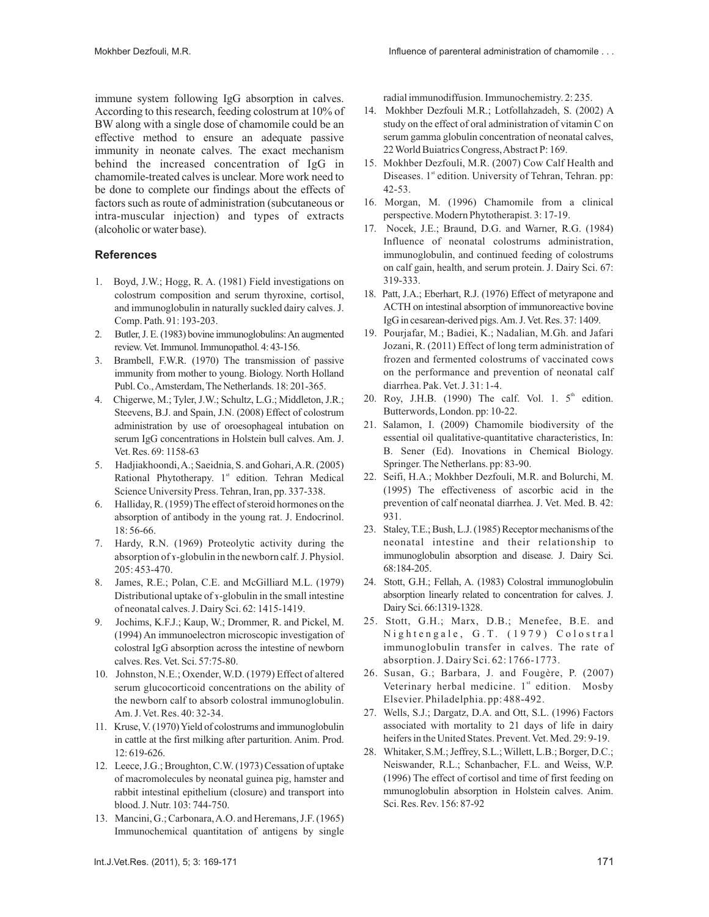immune system following IgG absorption in calves. According to this research, feeding colostrum at 10% of BW along with a single dose of chamomile could be an effective method to ensure an adequate passive immunity in neonate calves. The exact mechanism behind the increased concentration of IgG in chamomile-treated calves is unclear. More work need to be done to complete our findings about the effects of factors such as route of administration (subcutaneous or intra-muscular injection) and types of extracts (alcoholic or water base).

## References

1. Boyd, J.W.; Hogg, R. A. (1981) Field investigations on colostrum composition and serum thyroxine, cortisol, and immunoglobulin in naturally suckled dairy calves. J. Comp. Path. 91: 193-203.
2. Butler, J. E. (1983) bovine immunoglobulins: An augmented review. Vet. Immunol. Immunopathol. 4: 43-156.
3. Brambell, F.W.R. (1970) The transmission of passive immunity from mother to young. Biology. North Holland Publ. Co., Amsterdam, The Netherlands. 18: 201-365.
4. Chigerwe, M.; Tyler, J.W.; Schultz, L.G.; Middleton, J.R.; Steevens, B.J. and Spain, J.N. (2008) Effect of colostrum administration by use of oroesophageal intubation on serum IgG concentrations in Holstein bull calves. Am. J. Vet. Res. 69: 1158-63
5. Hadjiakhoondi, A.; Saeidnia, S. and Gohari, A.R. (2005) Rational Phytotherapy. 1st edition. Tehran Medical Science University Press. Tehran, Iran, pp. 337-338.
6. Halliday, R. (1959) The effect of steroid hormones on the absorption of antibody in the young rat. J. Endocrinol. 18: 56-66.
7. Hardy, R.N. (1969) Proteolytic activity during the absorption of ɤ-globulin in the newborn calf. J. Physiol. 205: 453-470.
8. James, R.E.; Polan, C.E. and McGilliard M.L. (1979) Distributional uptake of ɤ-globulin in the small intestine of neonatal calves. J. Dairy Sci. 62: 1415-1419.
9. Jochims, K.F.J.; Kaup, W.; Drommer, R. and Pickel, M. (1994) An immunoelectron microscopic investigation of colostral IgG absorption across the intestine of newborn calves. Res. Vet. Sci. 57:75-80.
10. Johnston, N.E.; Oxender, W.D. (1979) Effect of altered serum glucocorticoid concentrations on the ability of the newborn calf to absorb colostral immunoglobulin. Am. J. Vet. Res. 40: 32-34.
11. Kruse, V. (1970) Yield of colostrums and immunoglobulin in cattle at the first milking after parturition. Anim. Prod. 12: 619-626.
12. Leece, J.G.; Broughton, C.W. (1973) Cessation of uptake of macromolecules by neonatal guinea pig, hamster and rabbit intestinal epithelium (closure) and transport into blood. J. Nutr. 103: 744-750.
13. Mancini, G.; Carbonara, A.O. and Heremans, J.F. (1965) Immunochemical quantitation of antigens by single radial immunodiffusion. Immunochemistry. 2: 235.
14. Mokhber Dezfouli M.R.; Lotfollahzadeh, S. (2002) A study on the effect of oral administration of vitamin C on serum gamma globulin concentration of neonatal calves, 22 World Buiatrics Congress, Abstract P: 169.
15. Mokhber Dezfouli, M.R. (2007) Cow Calf Health and Diseases. 1st edition. University of Tehran, Tehran. pp: 42-53.
16. Morgan, M. (1996) Chamomile from a clinical perspective. Modern Phytotherapist. 3: 17-19.
17. Nocek, J.E.; Braund, D.G. and Warner, R.G. (1984) Influence of neonatal colostrums administration, immunoglobulin, and continued feeding of colostrums on calf gain, health, and serum protein. J. Dairy Sci. 67: 319-333.
18. Patt, J.A.; Eberhart, R.J. (1976) Effect of metyrapone and ACTH on intestinal absorption of immunoreactive bovine IgG in cesarean-derived pigs. Am. J. Vet. Res. 37: 1409.
19. Pourjafar, M.; Badiei, K.; Nadalian, M.Gh. and Jafari Jozani, R. (2011) Effect of long term administration of frozen and fermented colostrums of vaccinated cows on the performance and prevention of neonatal calf diarrhea. Pak. Vet. J. 31: 1-4.
20. Roy, J.H.B. (1990) The calf. Vol. 1. 5th edition. Butterwords, London. pp: 10-22.
21. Salamon, I. (2009) Chamomile biodiversity of the essential oil qualitative-quantitative characteristics, In: B. Sener (Ed). Inovations in Chemical Biology. Springer. The Netherlans. pp: 83-90.
22. Seifi, H.A.; Mokhber Dezfouli, M.R. and Bolurchi, M. (1995) The effectiveness of ascorbic acid in the prevention of calf neonatal diarrhea. J. Vet. Med. B. 42: 931.
23. Staley, T.E.; Bush, L.J. (1985) Receptor mechanisms of the neonatal intestine and their relationship to immunoglobulin absorption and disease. J. Dairy Sci. 68:184-205.
24. Stott, G.H.; Fellah, A. (1983) Colostral immunoglobulin absorption linearly related to concentration for calves. J. Dairy Sci. 66:1319-1328.
25. Stott, G.H.; Marx, D.B.; Menefee, B.E. and Nightengale, G.T. (1979) Colostral immunoglobulin transfer in calves. The rate of absorption. J. Dairy Sci. 62: 1766-1773.
26. Susan, G.; Barbara, J. and Fougère, P. (2007) Veterinary herbal medicine. 1st edition. Mosby Elsevier. Philadelphia. pp: 488-492.
27. Wells, S.J.; Dargatz, D.A. and Ott, S.L. (1996) Factors associated with mortality to 21 days of life in dairy heifers in the United States. Prevent. Vet. Med. 29: 9-19.
28. Whitaker, S.M.; Jeffrey, S.L.; Willett, L.B.; Borger, D.C.; Neiswander, R.L.; Schanbacher, F.L. and Weiss, W.P. (1996) The effect of cortisol and time of first feeding on mmunoglobulin absorption in Holstein calves. Anim. Sci. Res. Rev. 156: 87-92